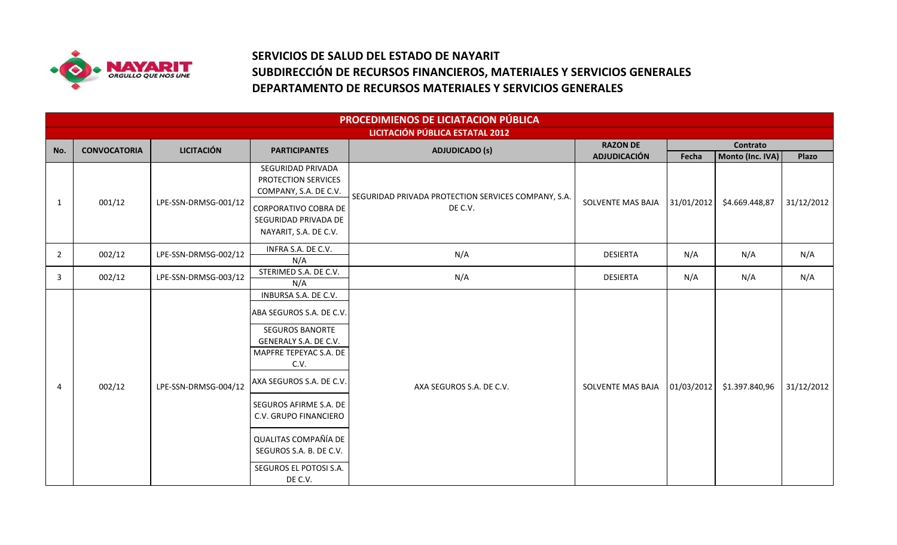# SERVICIOS DE SALUD DEL ESTADO DE NAYARIT
## SUBDIRECCIÓN DE RECURSOS FINANCIEROS, MATERIALES Y SERVICIOS GENERALES
## DEPARTAMENTO DE RECURSOS MATERIALES Y SERVICIOS GENERALES

| PROCEDIMIENOS DE LICIATACION PÚBLICA | | | | | | | | |
|---|---|---|---|---|---|---|---|---|
| **LICITACIÓN PÚBLICA ESTATAL 2012** | | | | | | | | |
| **No.** | **CONVOCATORIA** | **LICITACIÓN** | **PARTICIPANTES** | **ADJUDICADO (s)** | **RAZON DE ADJUDICACIÓN** | **Contrato** | | |
| | | | | | | **Fecha** | **Monto (Inc. IVA)** | **Plazo** |
| 1 | 001/12 | LPE-SSN-DRMSG-001/12 | SEGURIDAD PRIVADA PROTECTION SERVICES COMPANY, S.A. DE C.V.<br>CORPORATIVO COBRA DE SEGURIDAD PRIVADA DE NAYARIT, S.A. DE C.V. | SEGURIDAD PRIVADA PROTECTION SERVICES COMPANY, S.A. DE C.V. | SOLVENTE MAS BAJA | 31/01/2012 | $4.669.448,87 | 31/12/2012 |
| 2 | 002/12 | LPE-SSN-DRMSG-002/12 | INFRA S.A. DE C.V.<br>N/A | N/A | DESIERTA | N/A | N/A | N/A |
| 3 | 002/12 | LPE-SSN-DRMSG-003/12 | STERIMED S.A. DE C.V.<br>N/A | N/A | DESIERTA | N/A | N/A | N/A |
| 4 | 002/12 | LPE-SSN-DRMSG-004/12 | INBURSA S.A. DE C.V.<br>ABA SEGUROS S.A. DE C.V.<br>SEGUROS BANORTE GENERALY S.A. DE C.V.<br>MAPFRE TEPEYAC S.A. DE C.V.<br>AXA SEGUROS S.A. DE C.V.<br>SEGUROS AFIRME S.A. DE C.V. GRUPO FINANCIERO<br>QUALITAS COMPAÑÍA DE SEGUROS S.A. B. DE C.V.<br>SEGUROS EL POTOSI S.A. DE C.V. | AXA SEGUROS S.A. DE C.V. | SOLVENTE MAS BAJA | 01/03/2012 | $1.397.840,96 | 31/12/2012 |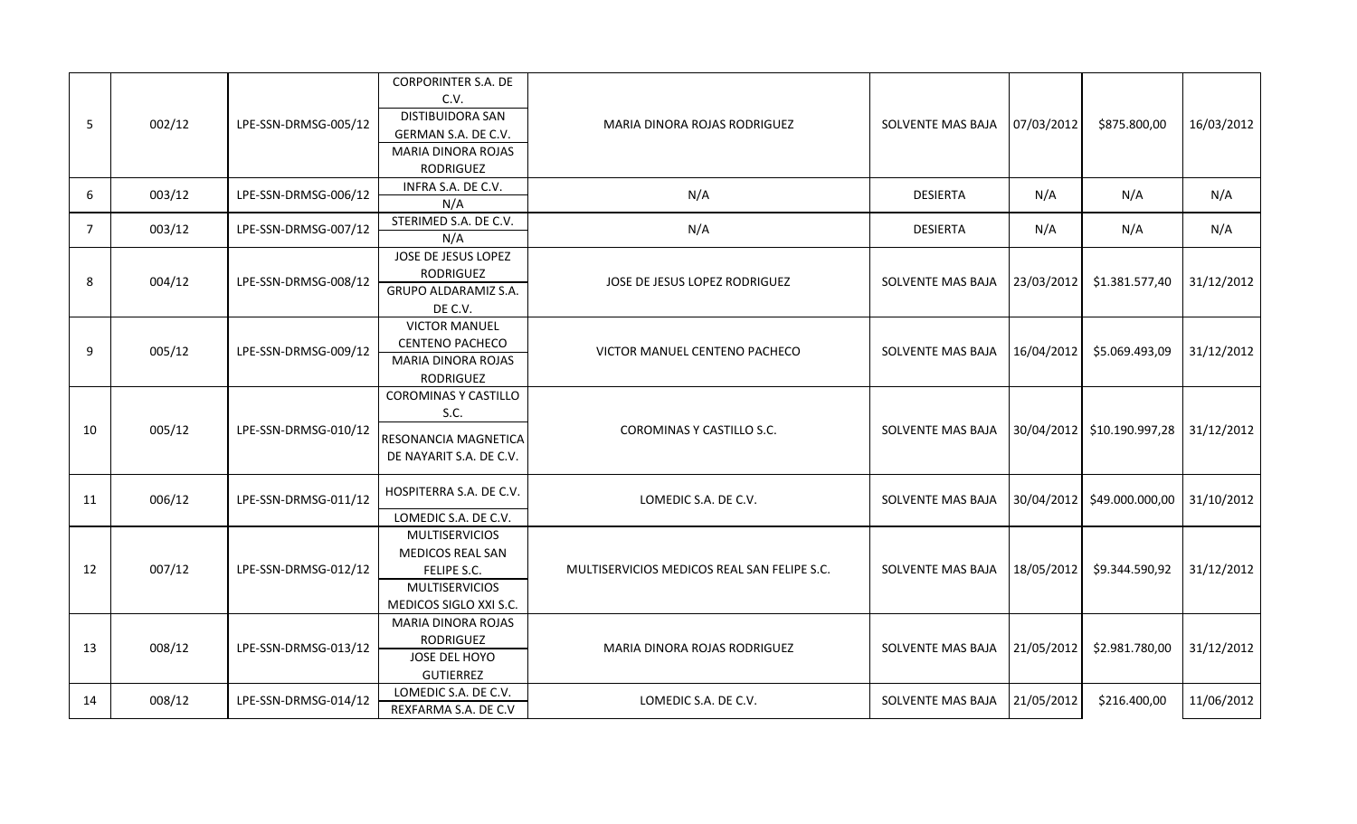| | | | | | | | | |
|---|---|---|---|---|---|---|---|---|
| 5 | 002/12 | LPE-SSN-DRMSG-005/12 | CORPORINTER S.A. DE C.V.<br>DISTIBUIDORA SAN GERMAN S.A. DE C.V.<br>MARIA DINORA ROJAS RODRIGUEZ | MARIA DINORA ROJAS RODRIGUEZ | SOLVENTE MAS BAJA | 07/03/2012 | \$875.800,00 | 16/03/2012 |
| 6 | 003/12 | LPE-SSN-DRMSG-006/12 | INFRA S.A. DE C.V.<br>N/A | N/A | DESIERTA | N/A | N/A | N/A |
| 7 | 003/12 | LPE-SSN-DRMSG-007/12 | STERIMED S.A. DE C.V.<br>N/A | N/A | DESIERTA | N/A | N/A | N/A |
| 8 | 004/12 | LPE-SSN-DRMSG-008/12 | JOSE DE JESUS LOPEZ RODRIGUEZ<br>GRUPO ALDARAMIZ S.A. DE C.V. | JOSE DE JESUS LOPEZ RODRIGUEZ | SOLVENTE MAS BAJA | 23/03/2012 | \$1.381.577,40 | 31/12/2012 |
| 9 | 005/12 | LPE-SSN-DRMSG-009/12 | VICTOR MANUEL CENTENO PACHECO<br>MARIA DINORA ROJAS RODRIGUEZ | VICTOR MANUEL CENTENO PACHECO | SOLVENTE MAS BAJA | 16/04/2012 | \$5.069.493,09 | 31/12/2012 |
| 10 | 005/12 | LPE-SSN-DRMSG-010/12 | COROMINAS Y CASTILLO S.C.<br>RESONANCIA MAGNETICA DE NAYARIT S.A. DE C.V. | COROMINAS Y CASTILLO S.C. | SOLVENTE MAS BAJA | 30/04/2012 | \$10.190.997,28 | 31/12/2012 |
| 11 | 006/12 | LPE-SSN-DRMSG-011/12 | HOSPITERRA S.A. DE C.V.<br>LOMEDIC S.A. DE C.V. | LOMEDIC S.A. DE C.V. | SOLVENTE MAS BAJA | 30/04/2012 | \$49.000.000,00 | 31/10/2012 |
| 12 | 007/12 | LPE-SSN-DRMSG-012/12 | MULTISERVICIOS MEDICOS REAL SAN FELIPE S.C.<br>MULTISERVICIOS MEDICOS SIGLO XXI S.C. | MULTISERVICIOS MEDICOS REAL SAN FELIPE S.C. | SOLVENTE MAS BAJA | 18/05/2012 | \$9.344.590,92 | 31/12/2012 |
| 13 | 008/12 | LPE-SSN-DRMSG-013/12 | MARIA DINORA ROJAS RODRIGUEZ<br>JOSE DEL HOYO GUTIERREZ | MARIA DINORA ROJAS RODRIGUEZ | SOLVENTE MAS BAJA | 21/05/2012 | \$2.981.780,00 | 31/12/2012 |
| 14 | 008/12 | LPE-SSN-DRMSG-014/12 | LOMEDIC S.A. DE C.V.<br>REXFARMA S.A. DE C.V | LOMEDIC S.A. DE C.V. | SOLVENTE MAS BAJA | 21/05/2012 | \$216.400,00 | 11/06/2012 |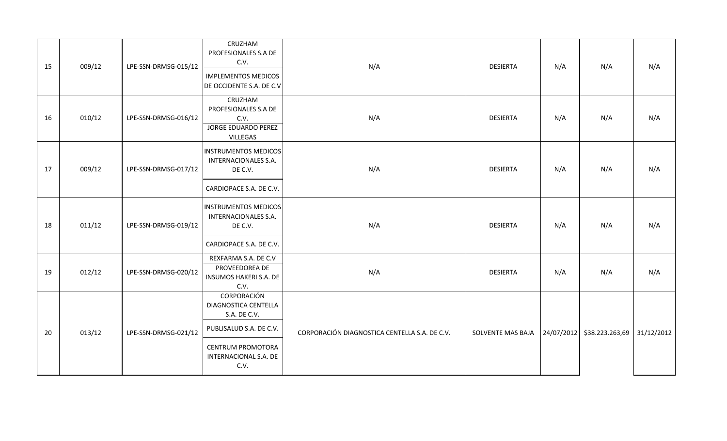| | | | | | | | | |
|---|---|---|---|---|---|---|---|---|
| 15 | 009/12 | LPE-SSN-DRMSG-015/12 | CRUZHAM PROFESIONALES S.A DE C.V.<br>IMPLEMENTOS MEDICOS DE OCCIDENTE S.A. DE C.V | N/A | DESIERTA | N/A | N/A | N/A |
| 16 | 010/12 | LPE-SSN-DRMSG-016/12 | CRUZHAM PROFESIONALES S.A DE C.V.<br>JORGE EDUARDO PEREZ VILLEGAS | N/A | DESIERTA | N/A | N/A | N/A |
| 17 | 009/12 | LPE-SSN-DRMSG-017/12 | INSTRUMENTOS MEDICOS INTERNACIONALES S.A. DE C.V.<br>CARDIOPACE S.A. DE C.V. | N/A | DESIERTA | N/A | N/A | N/A |
| 18 | 011/12 | LPE-SSN-DRMSG-019/12 | INSTRUMENTOS MEDICOS INTERNACIONALES S.A. DE C.V.<br>CARDIOPACE S.A. DE C.V. | N/A | DESIERTA | N/A | N/A | N/A |
| 19 | 012/12 | LPE-SSN-DRMSG-020/12 | REXFARMA S.A. DE C.V<br>PROVEEDOREA DE INSUMOS HAKERI S.A. DE C.V. | N/A | DESIERTA | N/A | N/A | N/A |
| 20 | 013/12 | LPE-SSN-DRMSG-021/12 | CORPORACIÓN DIAGNOSTICA CENTELLA S.A. DE C.V.<br>PUBLISALUD S.A. DE C.V.<br>CENTRUM PROMOTORA INTERNACIONAL S.A. DE C.V. | CORPORACIÓN DIAGNOSTICA CENTELLA S.A. DE C.V. | SOLVENTE MAS BAJA | 24/07/2012 | $38.223.263,69 | 31/12/2012 |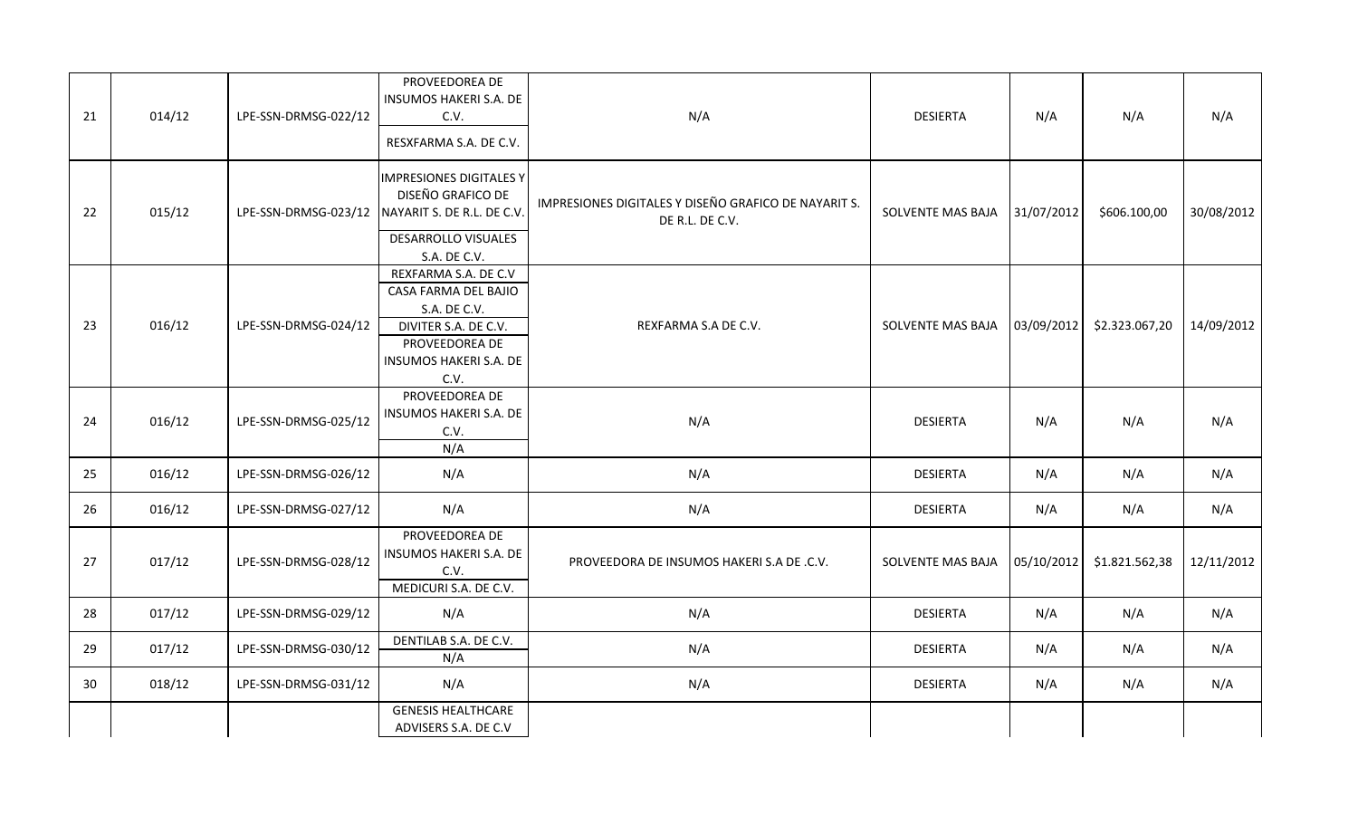| | | | | | | | | |
|---|---|---|---|---|---|---|---|---|
| 21 | 014/12 | LPE-SSN-DRMSG-022/12 | PROVEEDOREA DE INSUMOS HAKERI S.A. DE C.V.<br>RESXFARMA S.A. DE C.V. | N/A | DESIERTA | N/A | N/A | N/A |
| 22 | 015/12 | LPE-SSN-DRMSG-023/12 | IMPRESIONES DIGITALES Y DISEÑO GRAFICO DE NAYARIT S. DE R.L. DE C.V.<br>DESARROLLO VISUALES S.A. DE C.V. | IMPRESIONES DIGITALES Y DISEÑO GRAFICO DE NAYARIT S. DE R.L. DE C.V. | SOLVENTE MAS BAJA | 31/07/2012 | $606.100,00 | 30/08/2012 |
| 23 | 016/12 | LPE-SSN-DRMSG-024/12 | REXFARMA S.A. DE C.V<br>CASA FARMA DEL BAJIO S.A. DE C.V.<br>DIVITER S.A. DE C.V.<br>PROVEEDOREA DE INSUMOS HAKERI S.A. DE C.V. | REXFARMA S.A DE C.V. | SOLVENTE MAS BAJA | 03/09/2012 | $2.323.067,20 | 14/09/2012 |
| 24 | 016/12 | LPE-SSN-DRMSG-025/12 | PROVEEDOREA DE INSUMOS HAKERI S.A. DE C.V.<br>N/A | N/A | DESIERTA | N/A | N/A | N/A |
| 25 | 016/12 | LPE-SSN-DRMSG-026/12 | N/A | N/A | DESIERTA | N/A | N/A | N/A |
| 26 | 016/12 | LPE-SSN-DRMSG-027/12 | N/A | N/A | DESIERTA | N/A | N/A | N/A |
| 27 | 017/12 | LPE-SSN-DRMSG-028/12 | PROVEEDOREA DE INSUMOS HAKERI S.A. DE C.V.<br>MEDICURI S.A. DE C.V. | PROVEEDORA DE INSUMOS HAKERI S.A DE .C.V. | SOLVENTE MAS BAJA | 05/10/2012 | $1.821.562,38 | 12/11/2012 |
| 28 | 017/12 | LPE-SSN-DRMSG-029/12 | N/A | N/A | DESIERTA | N/A | N/A | N/A |
| 29 | 017/12 | LPE-SSN-DRMSG-030/12 | DENTILAB S.A. DE C.V.<br>N/A | N/A | DESIERTA | N/A | N/A | N/A |
| 30 | 018/12 | LPE-SSN-DRMSG-031/12 | N/A | N/A | DESIERTA | N/A | N/A | N/A |
| | | | GENESIS HEALTHCARE ADVISERS S.A. DE C.V | | | | | |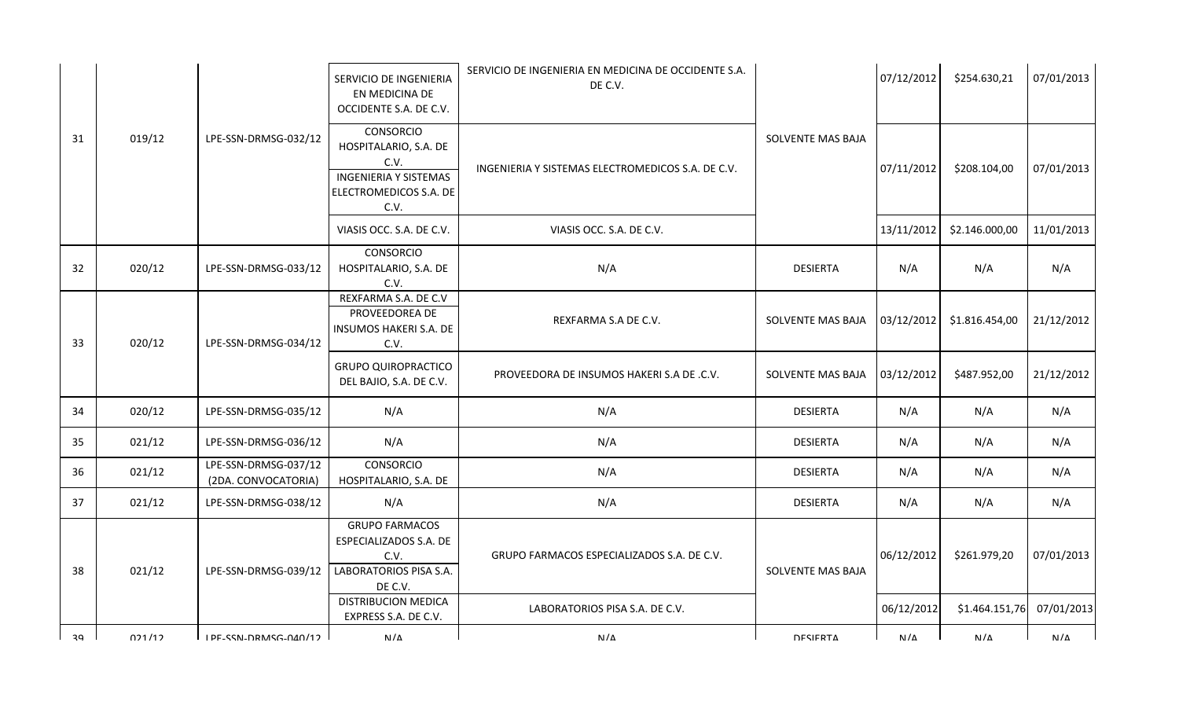| | | | | | | | | |
|---|---|---|---|---|---|---|---|---|
| 31 | 019/12 | LPE-SSN-DRMSG-032/12 | SERVICIO DE INGENIERIA EN MEDICINA DE OCCIDENTE S.A. DE C.V. | SERVICIO DE INGENIERIA EN MEDICINA DE OCCIDENTE S.A. DE C.V. | SOLVENTE MAS BAJA | 07/12/2012 | $254.630,21 | 07/01/2013 |
| | | | CONSORCIO HOSPITALARIO, S.A. DE C.V. INGENIERIA Y SISTEMAS ELECTROMEDICOS S.A. DE C.V. | INGENIERIA Y SISTEMAS ELECTROMEDICOS S.A. DE C.V. | | 07/11/2012 | $208.104,00 | 07/01/2013 |
| | | | VIASIS OCC. S.A. DE C.V. | VIASIS OCC. S.A. DE C.V. | | 13/11/2012 | $2.146.000,00 | 11/01/2013 |
| 32 | 020/12 | LPE-SSN-DRMSG-033/12 | CONSORCIO HOSPITALARIO, S.A. DE C.V. | N/A | DESIERTA | N/A | N/A | N/A |
| 33 | 020/12 | LPE-SSN-DRMSG-034/12 | REXFARMA S.A. DE C.V PROVEEDOREA DE INSUMOS HAKERI S.A. DE C.V. | REXFARMA S.A DE C.V. | SOLVENTE MAS BAJA | 03/12/2012 | $1.816.454,00 | 21/12/2012 |
| | | | GRUPO QUIROPRACTICO DEL BAJIO, S.A. DE C.V. | PROVEEDORA DE INSUMOS HAKERI S.A DE .C.V. | SOLVENTE MAS BAJA | 03/12/2012 | $487.952,00 | 21/12/2012 |
| 34 | 020/12 | LPE-SSN-DRMSG-035/12 | N/A | N/A | DESIERTA | N/A | N/A | N/A |
| 35 | 021/12 | LPE-SSN-DRMSG-036/12 | N/A | N/A | DESIERTA | N/A | N/A | N/A |
| 36 | 021/12 | LPE-SSN-DRMSG-037/12 (2DA. CONVOCATORIA) | CONSORCIO HOSPITALARIO, S.A. DE | N/A | DESIERTA | N/A | N/A | N/A |
| 37 | 021/12 | LPE-SSN-DRMSG-038/12 | N/A | N/A | DESIERTA | N/A | N/A | N/A |
| 38 | 021/12 | LPE-SSN-DRMSG-039/12 | GRUPO FARMACOS ESPECIALIZADOS S.A. DE C.V. LABORATORIOS PISA S.A. DE C.V. | GRUPO FARMACOS ESPECIALIZADOS S.A. DE C.V. | SOLVENTE MAS BAJA | 06/12/2012 | $261.979,20 | 07/01/2013 |
| | | | DISTRIBUCION MEDICA EXPRESS S.A. DE C.V. | LABORATORIOS PISA S.A. DE C.V. | | 06/12/2012 | $1.464.151,76 | 07/01/2013 |
| 39 | 021/12 | LPE-SSN-DRMSG-040/12 | N/A | N/A | DESIERTA | N/A | N/A | N/A |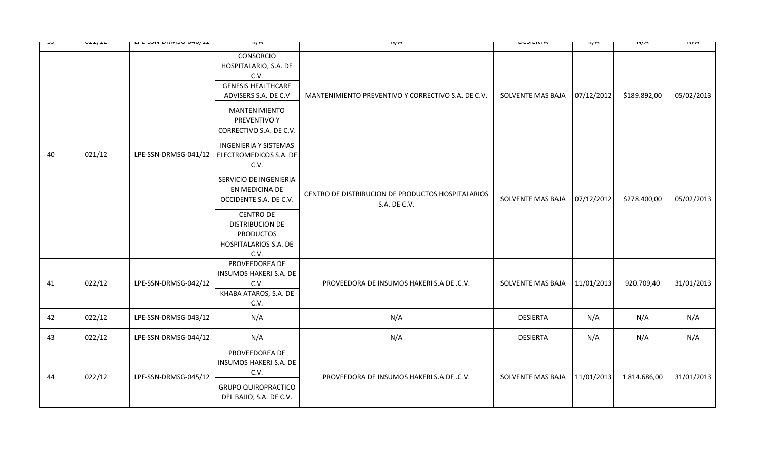| | | | | | | | | |
|---|---|---|---|---|---|---|---|---|
| 39 | 021/12 | LPE-SSN-DRMSG-040/12 | N/A | N/A | DESIERTA | N/A | N/A | N/A |
| 40 | 021/12 | LPE-SSN-DRMSG-041/12 | CONSORCIO HOSPITALARIO, S.A. DE C.V.<br>GENESIS HEALTHCARE ADVISERS S.A. DE C.V<br>MANTENIMIENTO PREVENTIVO Y CORRECTIVO S.A. DE C.V. | MANTENIMIENTO PREVENTIVO Y CORRECTIVO S.A. DE C.V. | SOLVENTE MAS BAJA | 07/12/2012 | $189.892,00 | 05/02/2013 |
| | | | INGENIERIA Y SISTEMAS ELECTROMEDICOS S.A. DE C.V.<br>SERVICIO DE INGENIERIA EN MEDICINA DE OCCIDENTE S.A. DE C.V.<br>CENTRO DE DISTRIBUCION DE PRODUCTOS HOSPITALARIOS S.A. DE C.V. | CENTRO DE DISTRIBUCION DE PRODUCTOS HOSPITALARIOS S.A. DE C.V. | SOLVENTE MAS BAJA | 07/12/2012 | $278.400,00 | 05/02/2013 |
| 41 | 022/12 | LPE-SSN-DRMSG-042/12 | PROVEEDOREA DE INSUMOS HAKERI S.A. DE C.V.<br>KHABA ATAROS, S.A. DE C.V. | PROVEEDORA DE INSUMOS HAKERI S.A DE .C.V. | SOLVENTE MAS BAJA | 11/01/2013 | 920.709,40 | 31/01/2013 |
| 42 | 022/12 | LPE-SSN-DRMSG-043/12 | N/A | N/A | DESIERTA | N/A | N/A | N/A |
| 43 | 022/12 | LPE-SSN-DRMSG-044/12 | N/A | N/A | DESIERTA | N/A | N/A | N/A |
| 44 | 022/12 | LPE-SSN-DRMSG-045/12 | PROVEEDOREA DE INSUMOS HAKERI S.A. DE C.V.<br>GRUPO QUIROPRACTICO DEL BAJIO, S.A. DE C.V. | PROVEEDORA DE INSUMOS HAKERI S.A DE .C.V. | SOLVENTE MAS BAJA | 11/01/2013 | 1.814.686,00 | 31/01/2013 |